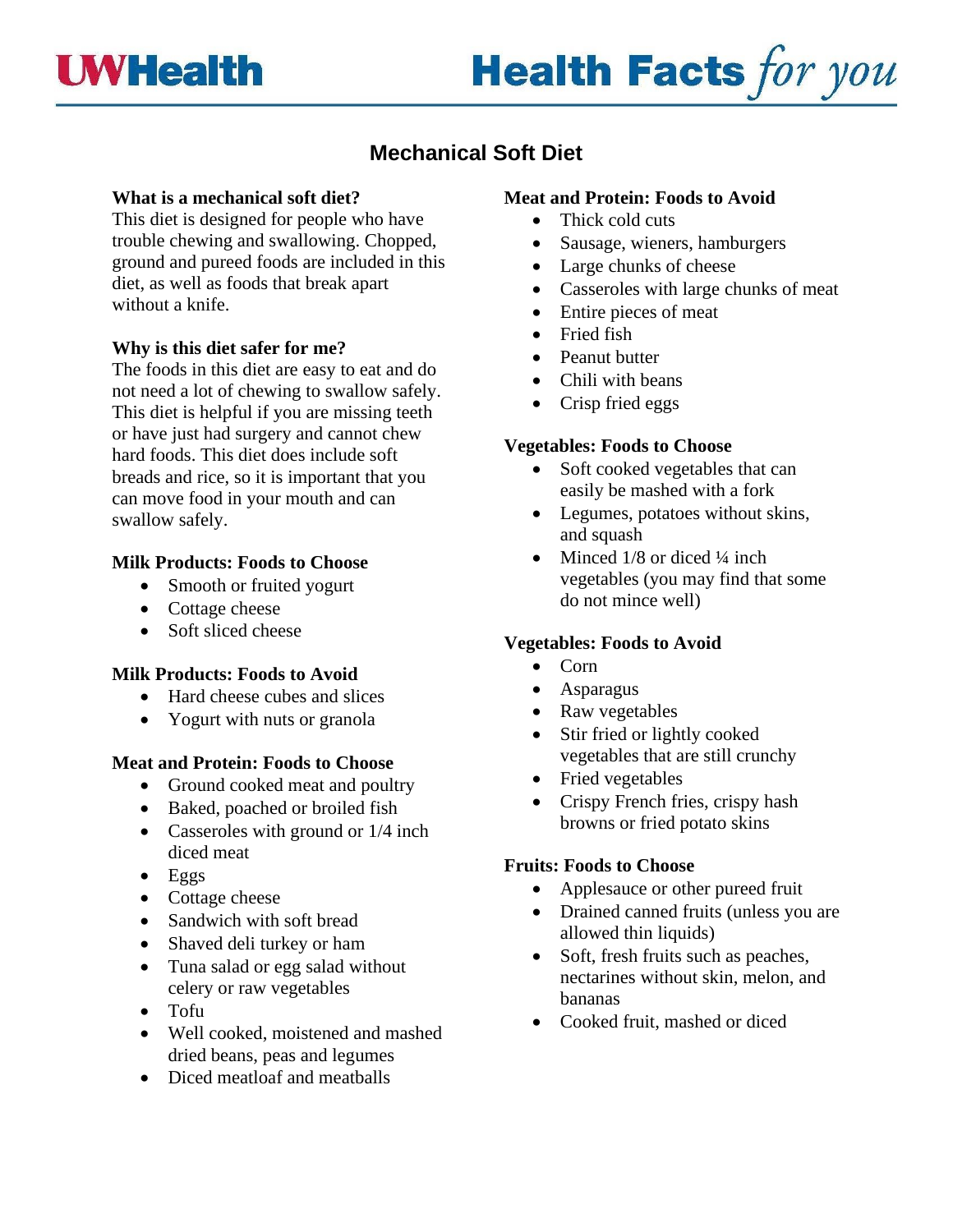# Mechanical Soft Diet

**What is a mechanical soft diet?**
This diet is designed for people who have trouble chewing and swallowing. Chopped, ground and pureed foods are included in this diet, as well as foods that break apart without a knife.

**Why is this diet safer for me?**
The foods in this diet are easy to eat and do not need a lot of chewing to swallow safely. This diet is helpful if you are missing teeth or have just had surgery and cannot chew hard foods. This diet does include soft breads and rice, so it is important that you can move food in your mouth and can swallow safely.

**Milk Products: Foods to Choose**

- Smooth or fruited yogurt
- Cottage cheese
- Soft sliced cheese

**Milk Products: Foods to Avoid**

- Hard cheese cubes and slices
- Yogurt with nuts or granola

**Meat and Protein: Foods to Choose**

- Ground cooked meat and poultry
- Baked, poached or broiled fish
- Casseroles with ground or 1/4 inch diced meat
- Eggs
- Cottage cheese
- Sandwich with soft bread
- Shaved deli turkey or ham
- Tuna salad or egg salad without celery or raw vegetables
- Tofu
- Well cooked, moistened and mashed dried beans, peas and legumes
- Diced meatloaf and meatballs

**Meat and Protein: Foods to Avoid**

- Thick cold cuts
- Sausage, wieners, hamburgers
- Large chunks of cheese
- Casseroles with large chunks of meat
- Entire pieces of meat
- Fried fish
- Peanut butter
- Chili with beans
- Crisp fried eggs

**Vegetables: Foods to Choose**

- Soft cooked vegetables that can easily be mashed with a fork
- Legumes, potatoes without skins, and squash
- Minced 1/8 or diced ¼ inch vegetables (you may find that some do not mince well)

**Vegetables: Foods to Avoid**

- Corn
- Asparagus
- Raw vegetables
- Stir fried or lightly cooked vegetables that are still crunchy
- Fried vegetables
- Crispy French fries, crispy hash browns or fried potato skins

**Fruits: Foods to Choose**

- Applesauce or other pureed fruit
- Drained canned fruits (unless you are allowed thin liquids)
- Soft, fresh fruits such as peaches, nectarines without skin, melon, and bananas
- Cooked fruit, mashed or diced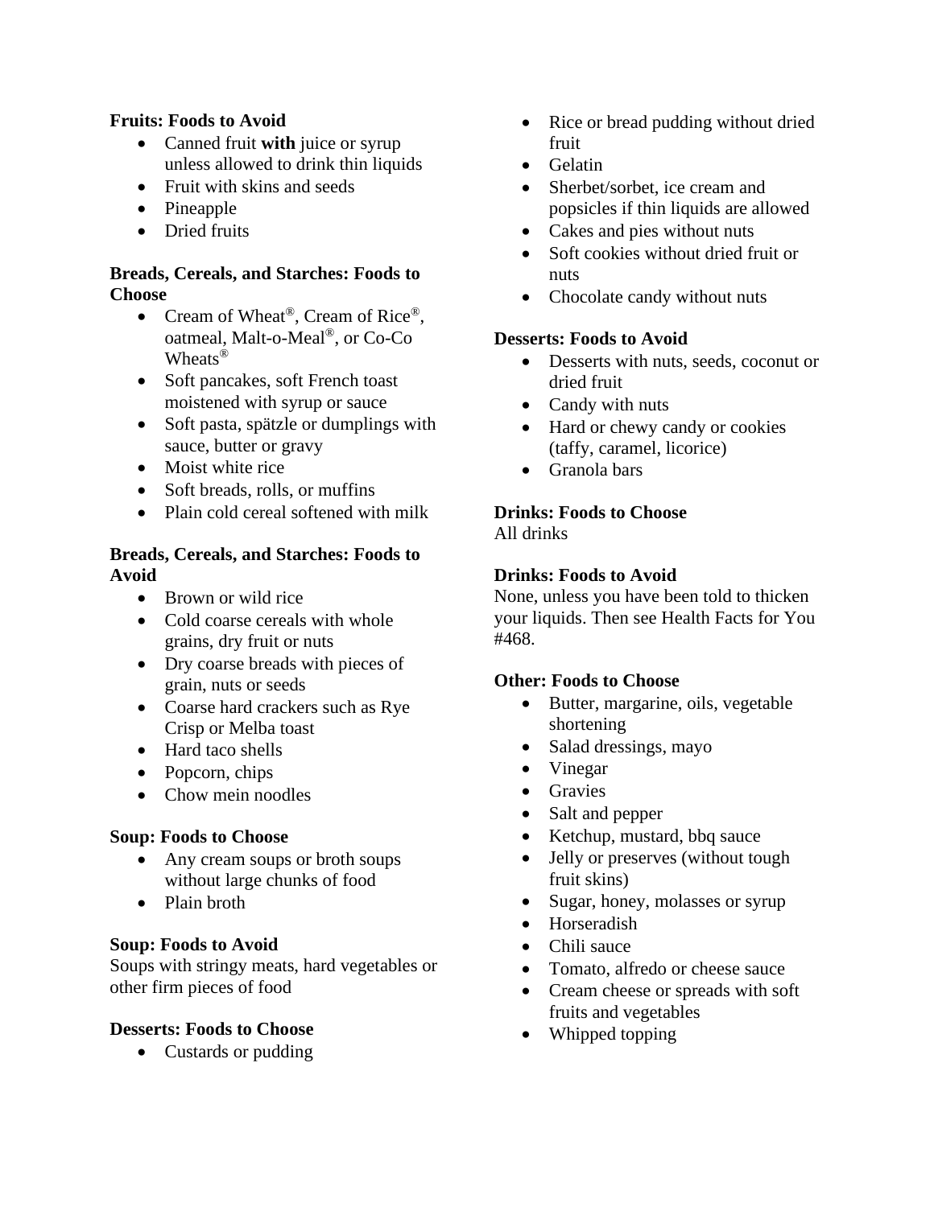**Fruits: Foods to Avoid**

- Canned fruit **with** juice or syrup unless allowed to drink thin liquids
- Fruit with skins and seeds
- Pineapple
- Dried fruits

**Breads, Cereals, and Starches: Foods to Choose**

- Cream of Wheat®, Cream of Rice®, oatmeal, Malt-o-Meal®, or Co-Co Wheats®
- Soft pancakes, soft French toast moistened with syrup or sauce
- Soft pasta, spätzle or dumplings with sauce, butter or gravy
- Moist white rice
- Soft breads, rolls, or muffins
- Plain cold cereal softened with milk

**Breads, Cereals, and Starches: Foods to Avoid**

- Brown or wild rice
- Cold coarse cereals with whole grains, dry fruit or nuts
- Dry coarse breads with pieces of grain, nuts or seeds
- Coarse hard crackers such as Rye Crisp or Melba toast
- Hard taco shells
- Popcorn, chips
- Chow mein noodles

**Soup: Foods to Choose**

- Any cream soups or broth soups without large chunks of food
- Plain broth

**Soup: Foods to Avoid**

Soups with stringy meats, hard vegetables or other firm pieces of food

**Desserts: Foods to Choose**

- Custards or pudding
- Rice or bread pudding without dried fruit
- Gelatin
- Sherbet/sorbet, ice cream and popsicles if thin liquids are allowed
- Cakes and pies without nuts
- Soft cookies without dried fruit or nuts
- Chocolate candy without nuts

**Desserts: Foods to Avoid**

- Desserts with nuts, seeds, coconut or dried fruit
- Candy with nuts
- Hard or chewy candy or cookies (taffy, caramel, licorice)
- Granola bars

**Drinks: Foods to Choose**

All drinks

**Drinks: Foods to Avoid**

None, unless you have been told to thicken your liquids. Then see Health Facts for You #468.

**Other: Foods to Choose**

- Butter, margarine, oils, vegetable shortening
- Salad dressings, mayo
- Vinegar
- Gravies
- Salt and pepper
- Ketchup, mustard, bbq sauce
- Jelly or preserves (without tough fruit skins)
- Sugar, honey, molasses or syrup
- Horseradish
- Chili sauce
- Tomato, alfredo or cheese sauce
- Cream cheese or spreads with soft fruits and vegetables
- Whipped topping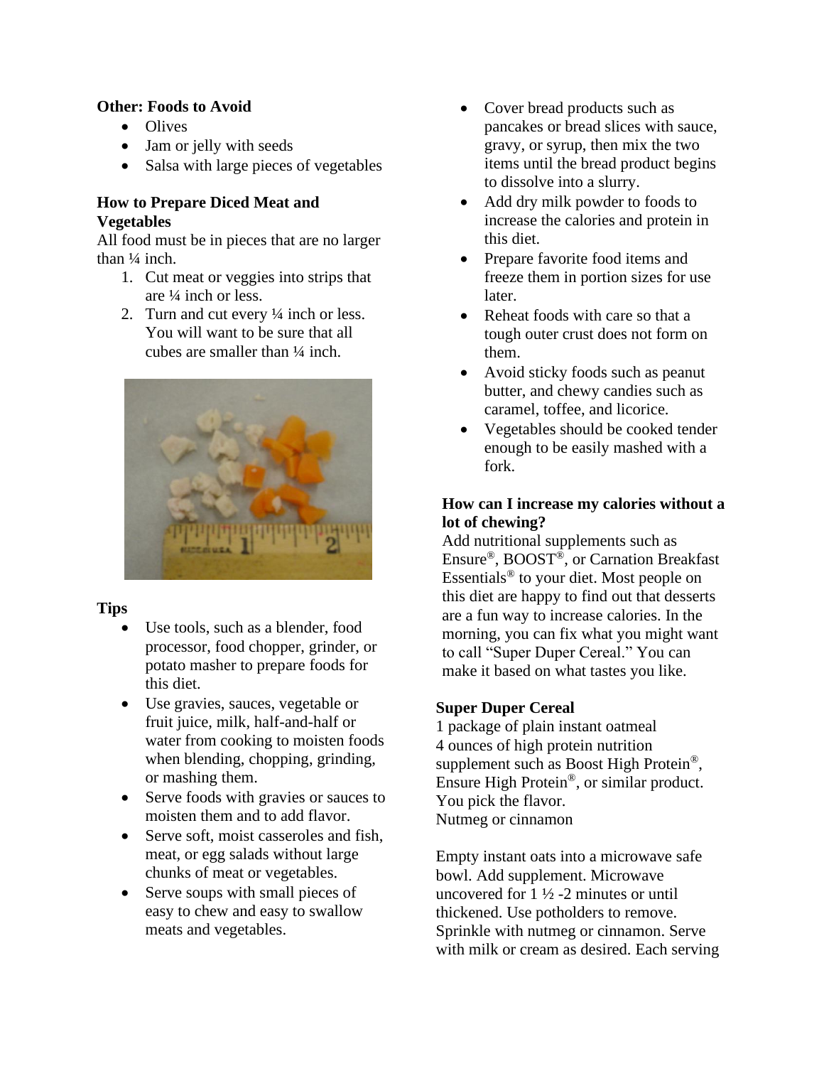**Other: Foods to Avoid**

- Olives
- Jam or jelly with seeds
- Salsa with large pieces of vegetables

**How to Prepare Diced Meat and Vegetables**

All food must be in pieces that are no larger than ¼ inch.

1. Cut meat or veggies into strips that are ¼ inch or less.
2. Turn and cut every ¼ inch or less. You will want to be sure that all cubes are smaller than ¼ inch.

**Tips**

- Use tools, such as a blender, food processor, food chopper, grinder, or potato masher to prepare foods for this diet.
- Use gravies, sauces, vegetable or fruit juice, milk, half-and-half or water from cooking to moisten foods when blending, chopping, grinding, or mashing them.
- Serve foods with gravies or sauces to moisten them and to add flavor.
- Serve soft, moist casseroles and fish, meat, or egg salads without large chunks of meat or vegetables.
- Serve soups with small pieces of easy to chew and easy to swallow meats and vegetables.
- Cover bread products such as pancakes or bread slices with sauce, gravy, or syrup, then mix the two items until the bread product begins to dissolve into a slurry.
- Add dry milk powder to foods to increase the calories and protein in this diet.
- Prepare favorite food items and freeze them in portion sizes for use later.
- Reheat foods with care so that a tough outer crust does not form on them.
- Avoid sticky foods such as peanut butter, and chewy candies such as caramel, toffee, and licorice.
- Vegetables should be cooked tender enough to be easily mashed with a fork.

**How can I increase my calories without a lot of chewing?**

Add nutritional supplements such as Ensure®, BOOST®, or Carnation Breakfast Essentials® to your diet. Most people on this diet are happy to find out that desserts are a fun way to increase calories. In the morning, you can fix what you might want to call "Super Duper Cereal." You can make it based on what tastes you like.

**Super Duper Cereal**

1 package of plain instant oatmeal
4 ounces of high protein nutrition supplement such as Boost High Protein®, Ensure High Protein®, or similar product. You pick the flavor.
Nutmeg or cinnamon

Empty instant oats into a microwave safe bowl. Add supplement. Microwave uncovered for 1 ½ -2 minutes or until thickened. Use potholders to remove. Sprinkle with nutmeg or cinnamon. Serve with milk or cream as desired. Each serving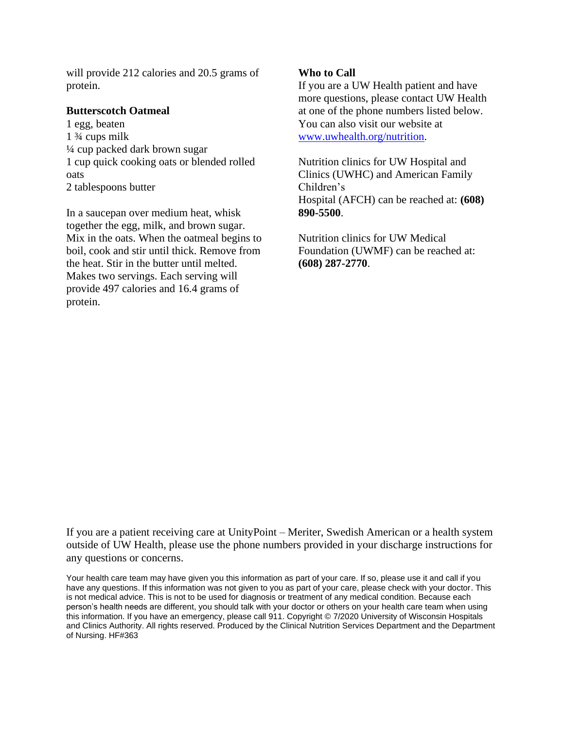will provide 212 calories and 20.5 grams of protein.

**Butterscotch Oatmeal**

1 egg, beaten
1 ¾ cups milk
¼ cup packed dark brown sugar
1 cup quick cooking oats or blended rolled oats
2 tablespoons butter

In a saucepan over medium heat, whisk together the egg, milk, and brown sugar. Mix in the oats. When the oatmeal begins to boil, cook and stir until thick. Remove from the heat. Stir in the butter until melted. Makes two servings. Each serving will provide 497 calories and 16.4 grams of protein.

**Who to Call**

If you are a UW Health patient and have more questions, please contact UW Health at one of the phone numbers listed below. You can also visit our website at [www.uwhealth.org/nutrition](http://www.uwhealth.org/nutrition).

Nutrition clinics for UW Hospital and Clinics (UWHC) and American Family Children's Hospital (AFCH) can be reached at: **(608) 890-5500**.

Nutrition clinics for UW Medical Foundation (UWMF) can be reached at: **(608) 287-2770**.

If you are a patient receiving care at UnityPoint – Meriter, Swedish American or a health system outside of UW Health, please use the phone numbers provided in your discharge instructions for any questions or concerns.

Your health care team may have given you this information as part of your care. If so, please use it and call if you have any questions. If this information was not given to you as part of your care, please check with your doctor. This is not medical advice. This is not to be used for diagnosis or treatment of any medical condition. Because each person's health needs are different, you should talk with your doctor or others on your health care team when using this information. If you have an emergency, please call 911. Copyright © 7/2020 University of Wisconsin Hospitals and Clinics Authority. All rights reserved. Produced by the Clinical Nutrition Services Department and the Department of Nursing. HF#363